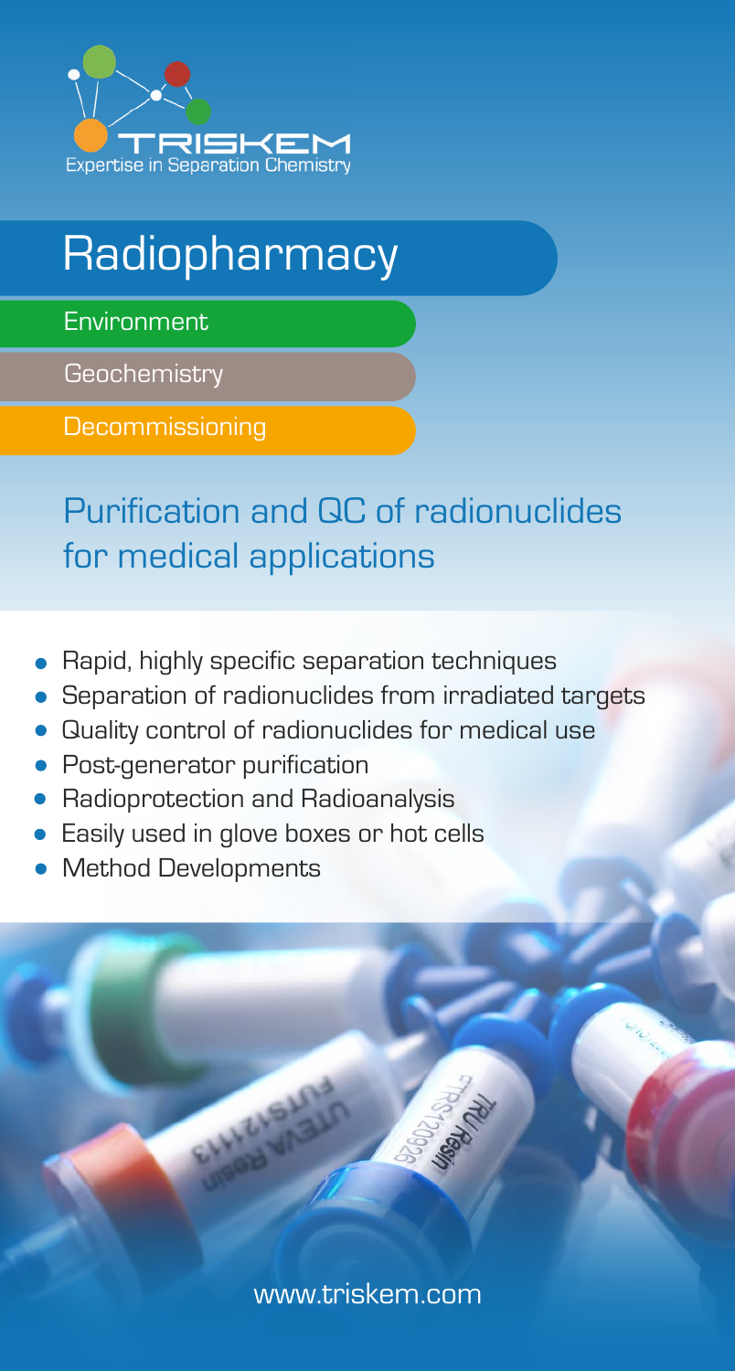TRISKEM

Expertise in Separation Chemistry

# Radiopharmacy

Environment

Geochemistry

Decommissioning

## Purification and QC of radionuclides for medical applications

- Rapid, highly specific separation techniques
- Separation of radionuclides from irradiated targets
- Quality control of radionuclides for medical use
- Post-generator purification
- Radioprotection and Radioanalysis
- Easily used in glove boxes or hot cells
- Method Developments

www.triskem.com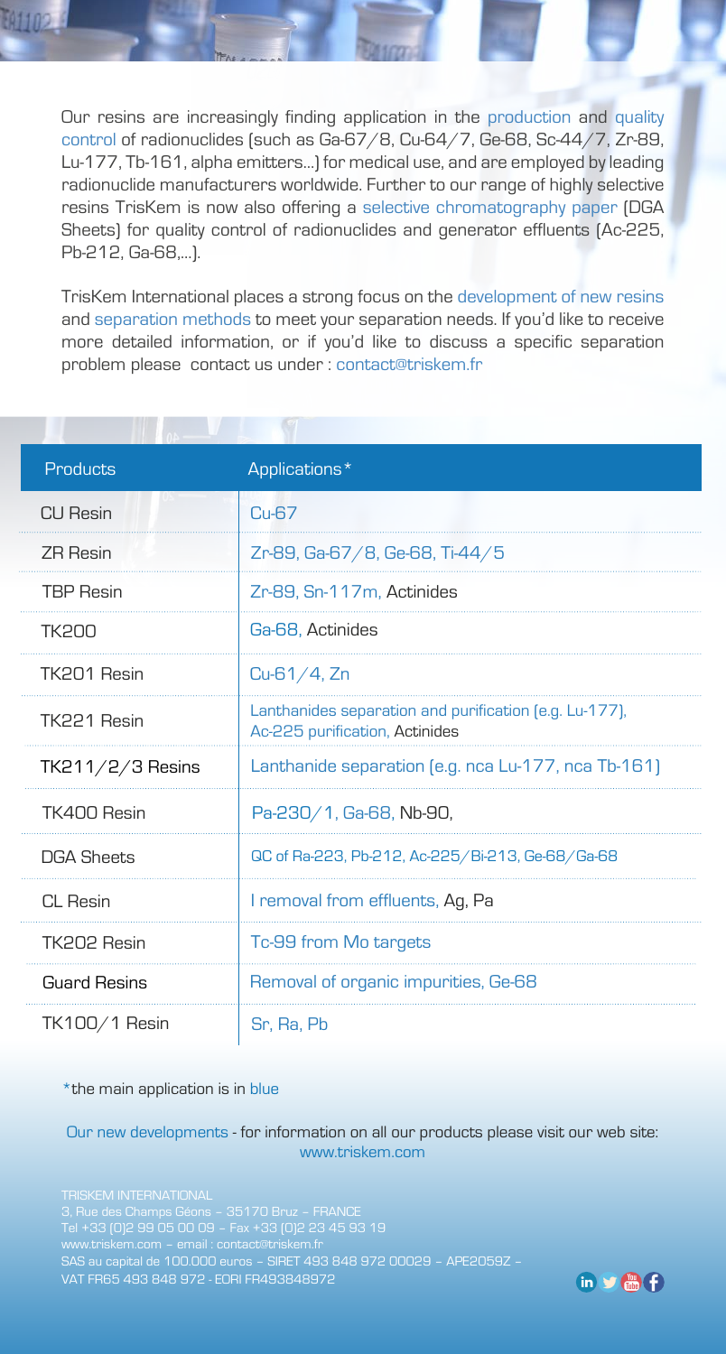Our resins are increasingly finding application in the production and quality control of radionuclides (such as Ga-67/8, Cu-64/7, Ge-68, Sc-44/7, Zr-89, Lu-177, Tb-161, alpha emitters...) for medical use, and are employed by leading radionuclide manufacturers worldwide. Further to our range of highly selective resins TrisKem is now also offering a selective chromatography paper (DGA Sheets) for quality control of radionuclides and generator effluents (Ac-225, Pb-212, Ga-68,...).

TrisKem International places a strong focus on the development of new resins and separation methods to meet your separation needs. If you'd like to receive more detailed information, or if you'd like to discuss a specific separation problem please contact us under : contact@triskem.fr

| Products | Applications* |
|---|---|
| CU Resin | Cu-67 |
| ZR Resin | Zr-89, Ga-67/8, Ge-68, Ti-44/5 |
| TBP Resin | Zr-89, Sn-117m, Actinides |
| TK200 | Ga-68, Actinides |
| TK201 Resin | Cu-61/4, Zn |
| TK221 Resin | Lanthanides separation and purification (e.g. Lu-177), Ac-225 purification, Actinides |
| TK211/2/3 Resins | Lanthanide separation (e.g. nca Lu-177, nca Tb-161) |
| TK400 Resin | Pa-230/1, Ga-68, Nb-90, |
| DGA Sheets | QC of Ra-223, Pb-212, Ac-225/Bi-213, Ge-68/Ga-68 |
| CL Resin | I removal from effluents, Ag, Pa |
| TK202 Resin | Tc-99 from Mo targets |
| Guard Resins | Removal of organic impurities, Ge-68 |
| TK100/1 Resin | Sr, Ra, Pb |

*the main application is in blue

Our new developments - for information on all our products please visit our web site: www.triskem.com

TRISKEM INTERNATIONAL
3, Rue des Champs Géons – 35170 Bruz – FRANCE
Tel +33 (0)2 99 05 00 09 – Fax +33 (0)2 23 45 93 19
www.triskem.com – email : contact@triskem.fr
SAS au capital de 100.000 euros – SIRET 493 848 972 00029 – APE2059Z –
VAT FR65 493 848 972 - EORI FR493848972